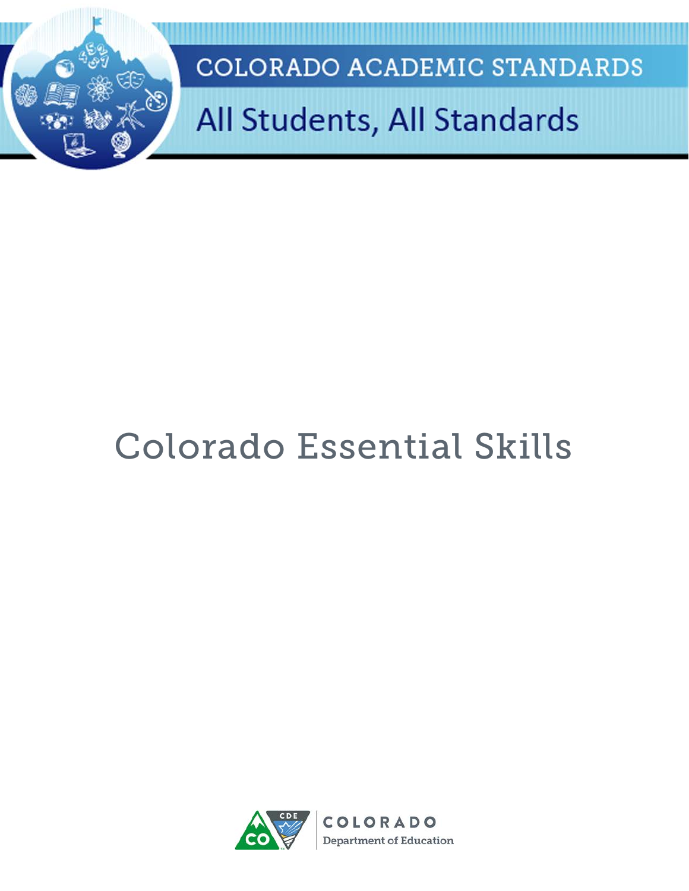COLORADO ACADEMIC STANDARDS

All Students, All Standards

# Colorado Essential Skills

COLORADO
Department of Education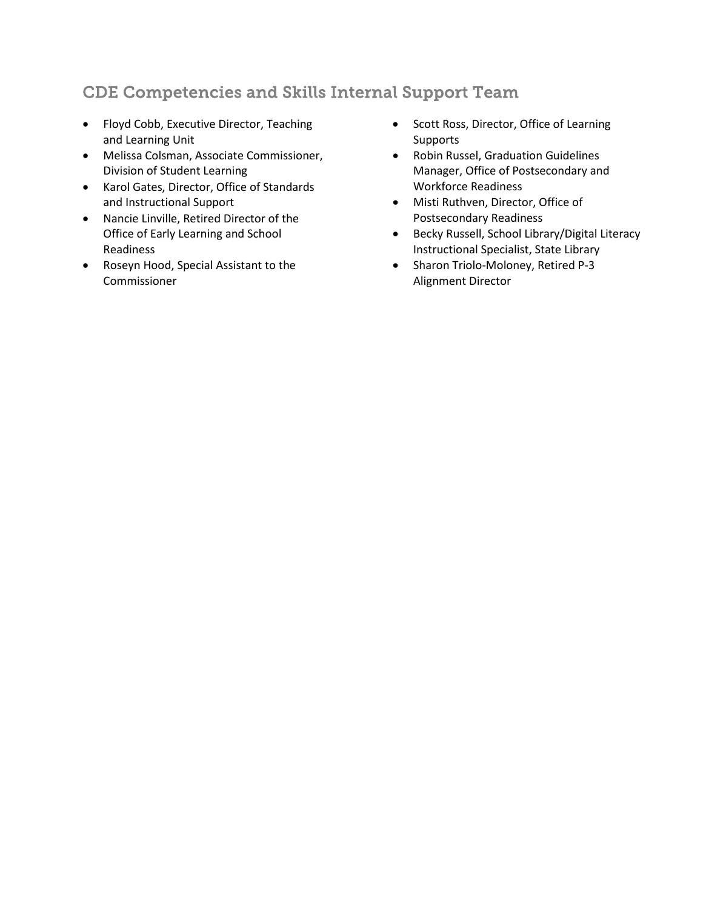## CDE Competencies and Skills Internal Support Team

- Floyd Cobb, Executive Director, Teaching and Learning Unit
- Melissa Colsman, Associate Commissioner, Division of Student Learning
- Karol Gates, Director, Office of Standards and Instructional Support
- Nancie Linville, Retired Director of the Office of Early Learning and School Readiness
- Roseyn Hood, Special Assistant to the Commissioner
- Scott Ross, Director, Office of Learning Supports
- Robin Russel, Graduation Guidelines Manager, Office of Postsecondary and Workforce Readiness
- Misti Ruthven, Director, Office of Postsecondary Readiness
- Becky Russell, School Library/Digital Literacy Instructional Specialist, State Library
- Sharon Triolo-Moloney, Retired P-3 Alignment Director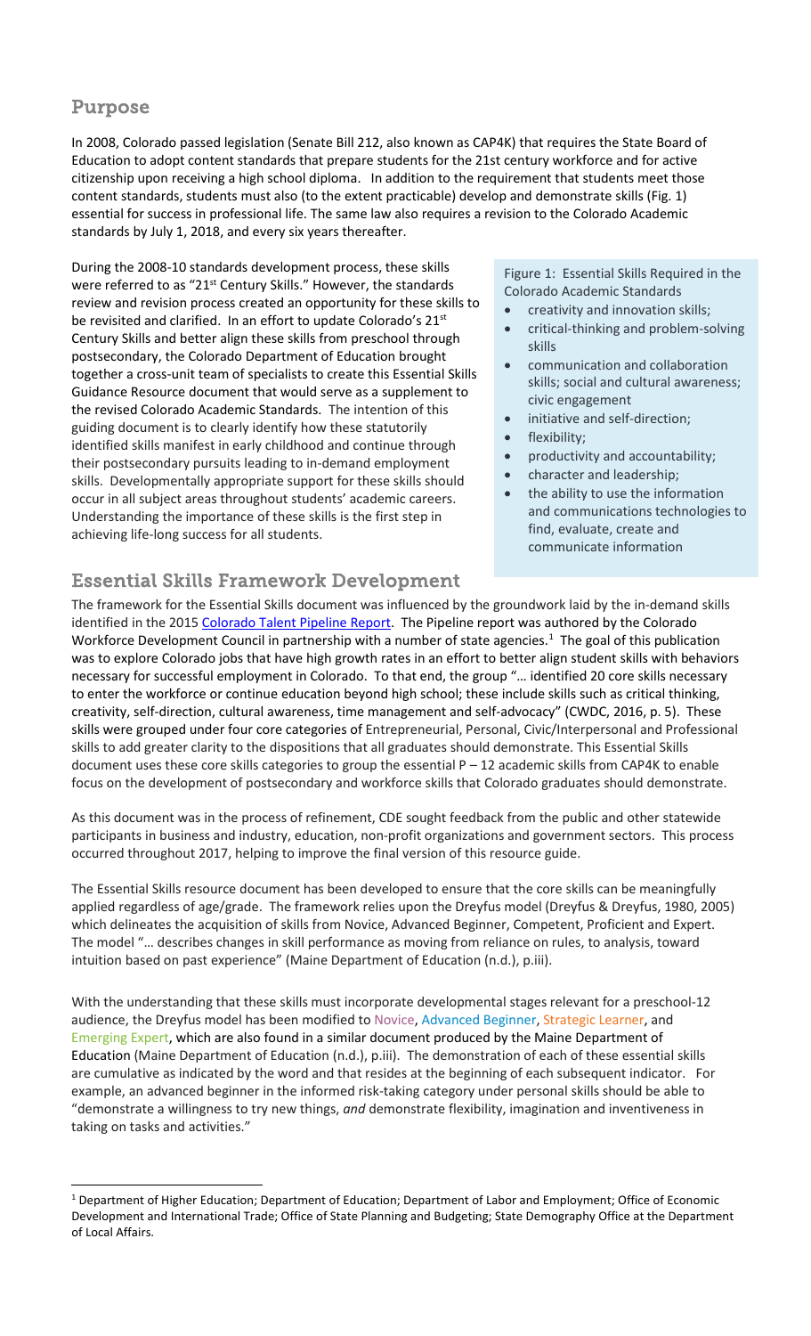## Purpose

In 2008, Colorado passed legislation (Senate Bill 212, also known as CAP4K) that requires the State Board of Education to adopt content standards that prepare students for the 21st century workforce and for active citizenship upon receiving a high school diploma. In addition to the requirement that students meet those content standards, students must also (to the extent practicable) develop and demonstrate skills (Fig. 1) essential for success in professional life. The same law also requires a revision to the Colorado Academic standards by July 1, 2018, and every six years thereafter.

During the 2008-10 standards development process, these skills were referred to as "21st Century Skills." However, the standards review and revision process created an opportunity for these skills to be revisited and clarified. In an effort to update Colorado's 21st Century Skills and better align these skills from preschool through postsecondary, the Colorado Department of Education brought together a cross-unit team of specialists to create this Essential Skills Guidance Resource document that would serve as a supplement to the revised Colorado Academic Standards. The intention of this guiding document is to clearly identify how these statutorily identified skills manifest in early childhood and continue through their postsecondary pursuits leading to in-demand employment skills. Developmentally appropriate support for these skills should occur in all subject areas throughout students' academic careers. Understanding the importance of these skills is the first step in achieving life-long success for all students.

Figure 1: Essential Skills Required in the Colorado Academic Standards

- creativity and innovation skills;
- critical-thinking and problem-solving skills
- communication and collaboration skills; social and cultural awareness; civic engagement
- initiative and self-direction;
- flexibility;
- productivity and accountability;
- character and leadership;
- the ability to use the information and communications technologies to find, evaluate, create and communicate information

## Essential Skills Framework Development

The framework for the Essential Skills document was influenced by the groundwork laid by the in-demand skills identified in the 2015 Colorado Talent Pipeline Report. The Pipeline report was authored by the Colorado Workforce Development Council in partnership with a number of state agencies.[1] The goal of this publication was to explore Colorado jobs that have high growth rates in an effort to better align student skills with behaviors necessary for successful employment in Colorado. To that end, the group "… identified 20 core skills necessary to enter the workforce or continue education beyond high school; these include skills such as critical thinking, creativity, self-direction, cultural awareness, time management and self-advocacy" (CWDC, 2016, p. 5). These skills were grouped under four core categories of Entrepreneurial, Personal, Civic/Interpersonal and Professional skills to add greater clarity to the dispositions that all graduates should demonstrate. This Essential Skills document uses these core skills categories to group the essential P – 12 academic skills from CAP4K to enable focus on the development of postsecondary and workforce skills that Colorado graduates should demonstrate.

As this document was in the process of refinement, CDE sought feedback from the public and other statewide participants in business and industry, education, non-profit organizations and government sectors. This process occurred throughout 2017, helping to improve the final version of this resource guide.

The Essential Skills resource document has been developed to ensure that the core skills can be meaningfully applied regardless of age/grade. The framework relies upon the Dreyfus model (Dreyfus & Dreyfus, 1980, 2005) which delineates the acquisition of skills from Novice, Advanced Beginner, Competent, Proficient and Expert. The model "… describes changes in skill performance as moving from reliance on rules, to analysis, toward intuition based on past experience" (Maine Department of Education (n.d.), p.iii).

With the understanding that these skills must incorporate developmental stages relevant for a preschool-12 audience, the Dreyfus model has been modified to Novice, Advanced Beginner, Strategic Learner, and Emerging Expert, which are also found in a similar document produced by the Maine Department of Education (Maine Department of Education (n.d.), p.iii). The demonstration of each of these essential skills are cumulative as indicated by the word and that resides at the beginning of each subsequent indicator. For example, an advanced beginner in the informed risk-taking category under personal skills should be able to "demonstrate a willingness to try new things, *and* demonstrate flexibility, imagination and inventiveness in taking on tasks and activities."

[1] Department of Higher Education; Department of Education; Department of Labor and Employment; Office of Economic Development and International Trade; Office of State Planning and Budgeting; State Demography Office at the Department of Local Affairs.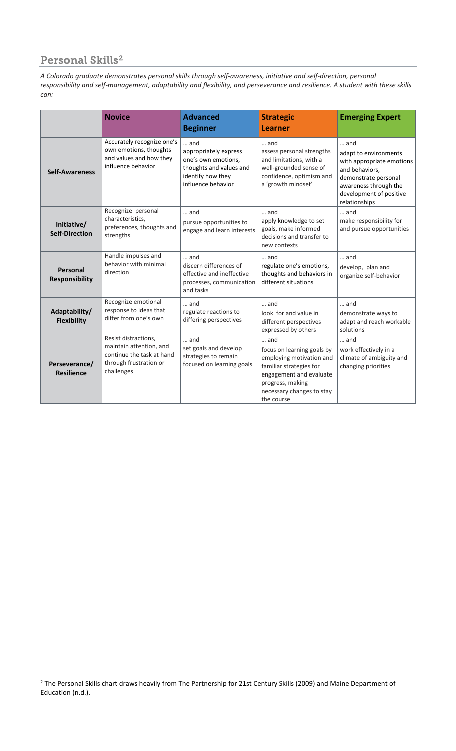## Personal Skills[2]

*A Colorado graduate demonstrates personal skills through self-awareness, initiative and self-direction, personal responsibility and self-management, adaptability and flexibility, and perseverance and resilience. A student with these skills can:*

| | **Novice** | **Advanced Beginner** | **Strategic Learner** | **Emerging Expert** |
|---|---|---|---|---|
| **Self-Awareness** | Accurately recognize one's own emotions, thoughts and values and how they influence behavior | … and appropriately express one's own emotions, thoughts and values and identify how they influence behavior | … and assess personal strengths and limitations, with a well-grounded sense of confidence, optimism and a 'growth mindset' | … and adapt to environments with appropriate emotions and behaviors, demonstrate personal awareness through the development of positive relationships |
| **Initiative/ Self-Direction** | Recognize personal characteristics, preferences, thoughts and strengths | … and pursue opportunities to engage and learn interests | … and apply knowledge to set goals, make informed decisions and transfer to new contexts | … and make responsibility for and pursue opportunities |
| **Personal Responsibility** | Handle impulses and behavior with minimal direction | … and discern differences of effective and ineffective processes, communication and tasks | … and regulate one's emotions, thoughts and behaviors in different situations | … and develop, plan and organize self-behavior |
| **Adaptability/ Flexibility** | Recognize emotional response to ideas that differ from one's own | … and regulate reactions to differing perspectives | … and look for and value in different perspectives expressed by others | … and demonstrate ways to adapt and reach workable solutions |
| **Perseverance/ Resilience** | Resist distractions, maintain attention, and continue the task at hand through frustration or challenges | … and set goals and develop strategies to remain focused on learning goals | … and focus on learning goals by employing motivation and familiar strategies for engagement and evaluate progress, making necessary changes to stay the course | … and work effectively in a climate of ambiguity and changing priorities |

[2] The Personal Skills chart draws heavily from The Partnership for 21st Century Skills (2009) and Maine Department of Education (n.d.).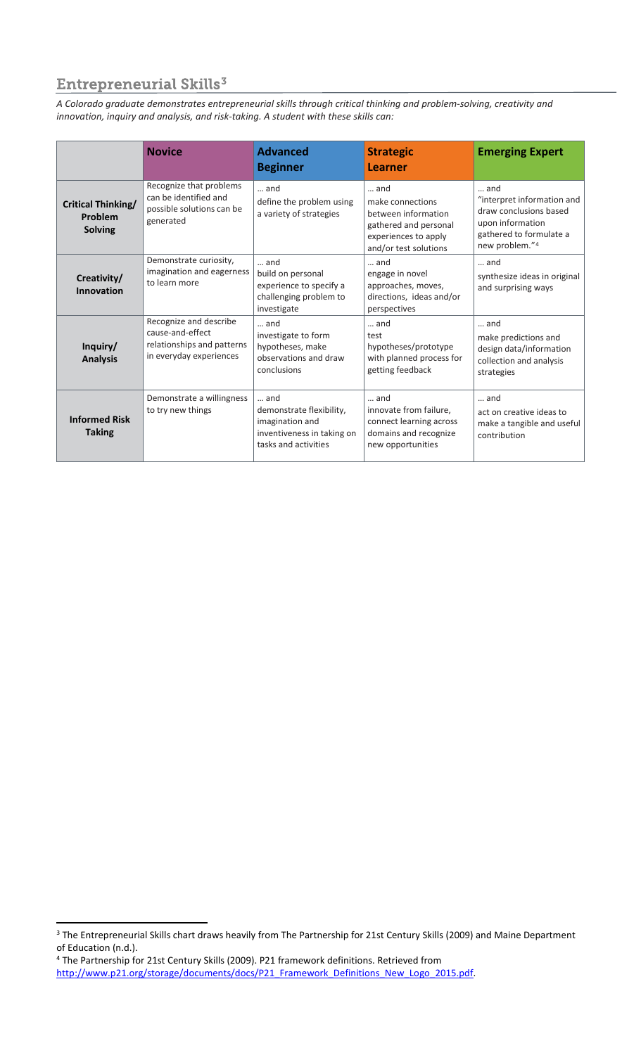## Entrepreneurial Skills[3]

*A Colorado graduate demonstrates entrepreneurial skills through critical thinking and problem-solving, creativity and innovation, inquiry and analysis, and risk-taking. A student with these skills can:*

| | **Novice** | **Advanced Beginner** | **Strategic Learner** | **Emerging Expert** |
|---|---|---|---|---|
| **Critical Thinking/ Problem Solving** | Recognize that problems can be identified and possible solutions can be generated | … and define the problem using a variety of strategies | … and make connections between information gathered and personal experiences to apply and/or test solutions | … and "interpret information and draw conclusions based upon information gathered to formulate a new problem."[4] |
| **Creativity/ Innovation** | Demonstrate curiosity, imagination and eagerness to learn more | … and build on personal experience to specify a challenging problem to investigate | … and engage in novel approaches, moves, directions, ideas and/or perspectives | … and synthesize ideas in original and surprising ways |
| **Inquiry/ Analysis** | Recognize and describe cause-and-effect relationships and patterns in everyday experiences | … and investigate to form hypotheses, make observations and draw conclusions | … and test hypotheses/prototype with planned process for getting feedback | … and make predictions and design data/information collection and analysis strategies |
| **Informed Risk Taking** | Demonstrate a willingness to try new things | … and demonstrate flexibility, imagination and inventiveness in taking on tasks and activities | … and innovate from failure, connect learning across domains and recognize new opportunities | … and act on creative ideas to make a tangible and useful contribution |

[3] The Entrepreneurial Skills chart draws heavily from The Partnership for 21st Century Skills (2009) and Maine Department of Education (n.d.).

[4] The Partnership for 21st Century Skills (2009). P21 framework definitions. Retrieved from http://www.p21.org/storage/documents/docs/P21_Framework_Definitions_New_Logo_2015.pdf.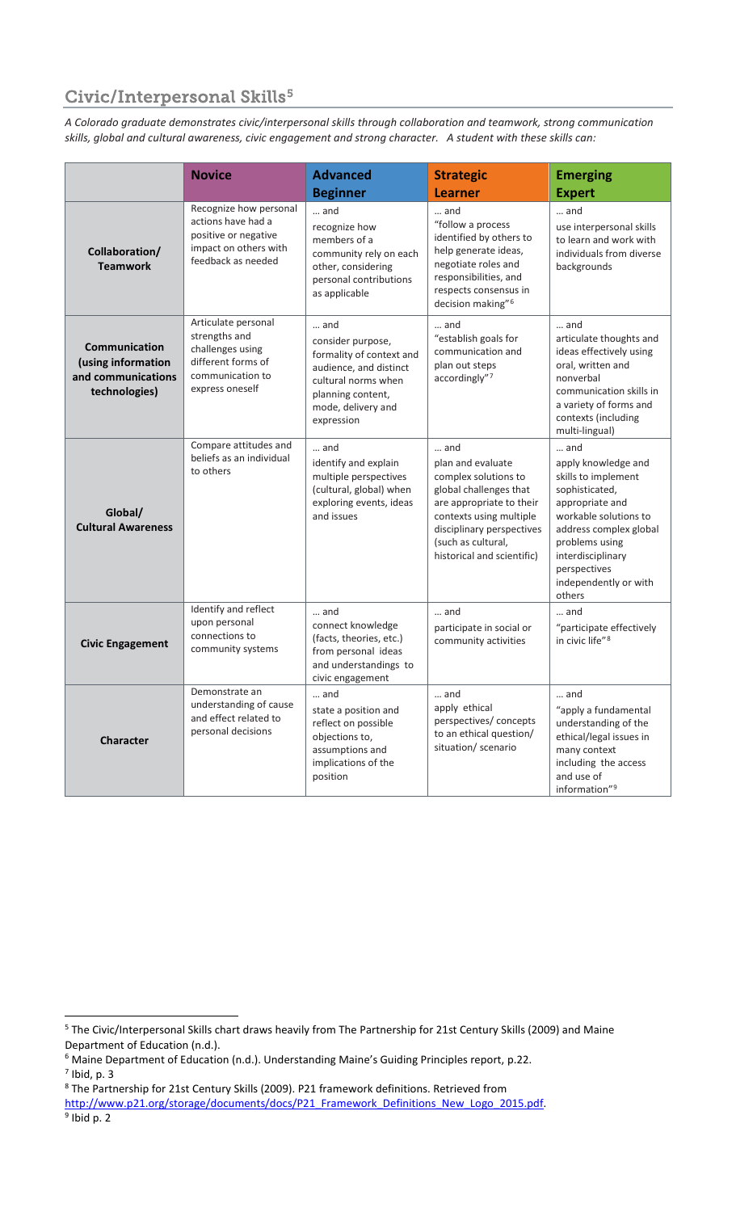## Civic/Interpersonal Skills[5]

*A Colorado graduate demonstrates civic/interpersonal skills through collaboration and teamwork, strong communication skills, global and cultural awareness, civic engagement and strong character. A student with these skills can:*

| | **Novice** | **Advanced Beginner** | **Strategic Learner** | **Emerging Expert** |
|---|---|---|---|---|
| **Collaboration/ Teamwork** | Recognize how personal actions have had a positive or negative impact on others with feedback as needed | … and recognize how members of a community rely on each other, considering personal contributions as applicable | … and "follow a process identified by others to help generate ideas, negotiate roles and responsibilities, and respects consensus in decision making"[6] | … and use interpersonal skills to learn and work with individuals from diverse backgrounds |
| **Communication (using information and communications technologies)** | Articulate personal strengths and challenges using different forms of communication to express oneself | … and consider purpose, formality of context and audience, and distinct cultural norms when planning content, mode, delivery and expression | … and "establish goals for communication and plan out steps accordingly"[7] | … and articulate thoughts and ideas effectively using oral, written and nonverbal communication skills in a variety of forms and contexts (including multi-lingual) |
| **Global/ Cultural Awareness** | Compare attitudes and beliefs as an individual to others | … and identify and explain multiple perspectives (cultural, global) when exploring events, ideas and issues | … and plan and evaluate complex solutions to global challenges that are appropriate to their contexts using multiple disciplinary perspectives (such as cultural, historical and scientific) | … and apply knowledge and skills to implement sophisticated, appropriate and workable solutions to address complex global problems using interdisciplinary perspectives independently or with others |
| **Civic Engagement** | Identify and reflect upon personal connections to community systems | … and connect knowledge (facts, theories, etc.) from personal ideas and understandings to civic engagement | … and participate in social or community activities | … and "participate effectively in civic life"[8] |
| **Character** | Demonstrate an understanding of cause and effect related to personal decisions | … and state a position and reflect on possible objections to, assumptions and implications of the position | … and apply ethical perspectives/ concepts to an ethical question/ situation/ scenario | … and "apply a fundamental understanding of the ethical/legal issues in many context including the access and use of information"[9] |

---

[5] The Civic/Interpersonal Skills chart draws heavily from The Partnership for 21st Century Skills (2009) and Maine Department of Education (n.d.).

[6] Maine Department of Education (n.d.). Understanding Maine's Guiding Principles report, p.22.

[7] Ibid, p. 3

[8] The Partnership for 21st Century Skills (2009). P21 framework definitions. Retrieved from http://www.p21.org/storage/documents/docs/P21_Framework_Definitions_New_Logo_2015.pdf.

[9] Ibid p. 2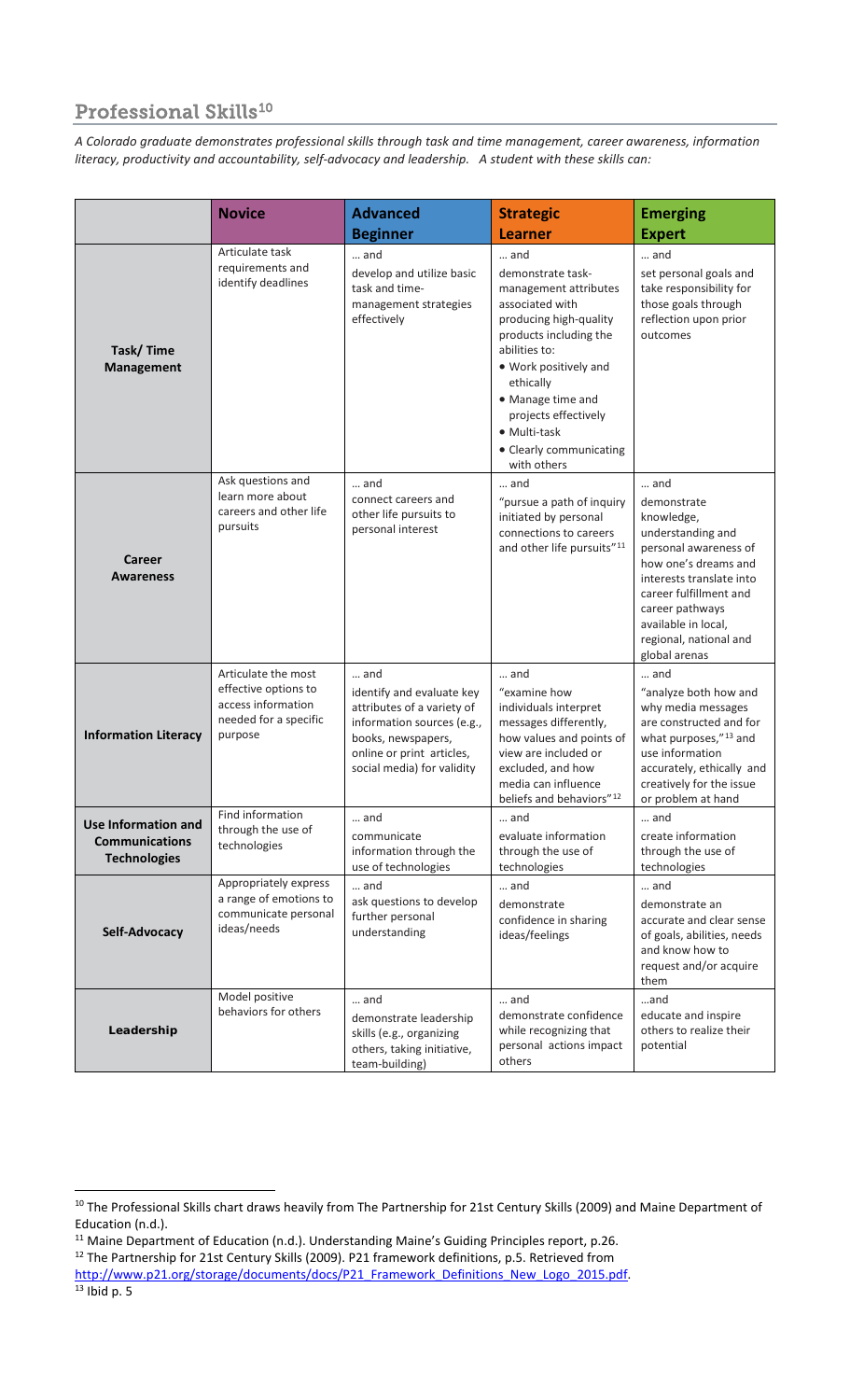## Professional Skills[10]

*A Colorado graduate demonstrates professional skills through task and time management, career awareness, information literacy, productivity and accountability, self-advocacy and leadership. A student with these skills can:*

| | **Novice** | **Advanced Beginner** | **Strategic Learner** | **Emerging Expert** |
|---|---|---|---|---|
| **Task/ Time Management** | Articulate task requirements and identify deadlines | … and develop and utilize basic task and time-management strategies effectively | … and demonstrate task-management attributes associated with producing high-quality products including the abilities to: • Work positively and ethically • Manage time and projects effectively • Multi-task • Clearly communicating with others | … and set personal goals and take responsibility for those goals through reflection upon prior outcomes |
| **Career Awareness** | Ask questions and learn more about careers and other life pursuits | … and connect careers and other life pursuits to personal interest | … and "pursue a path of inquiry initiated by personal connections to careers and other life pursuits"[11] | … and demonstrate knowledge, understanding and personal awareness of how one's dreams and interests translate into career fulfillment and career pathways available in local, regional, national and global arenas |
| **Information Literacy** | Articulate the most effective options to access information needed for a specific purpose | … and identify and evaluate key attributes of a variety of information sources (e.g., books, newspapers, online or print articles, social media) for validity | … and "examine how individuals interpret messages differently, how values and points of view are included or excluded, and how media can influence beliefs and behaviors"[12] | … and "analyze both how and why media messages are constructed and for what purposes,"[13] and use information accurately, ethically and creatively for the issue or problem at hand |
| **Use Information and Communications Technologies** | Find information through the use of technologies | … and communicate information through the use of technologies | … and evaluate information through the use of technologies | … and create information through the use of technologies |
| **Self-Advocacy** | Appropriately express a range of emotions to communicate personal ideas/needs | … and ask questions to develop further personal understanding | … and demonstrate confidence in sharing ideas/feelings | … and demonstrate an accurate and clear sense of goals, abilities, needs and know how to request and/or acquire them |
| **Leadership** | Model positive behaviors for others | … and demonstrate leadership skills (e.g., organizing others, taking initiative, team-building) | … and demonstrate confidence while recognizing that personal actions impact others | …and educate and inspire others to realize their potential |

---

[10] The Professional Skills chart draws heavily from The Partnership for 21st Century Skills (2009) and Maine Department of Education (n.d.).

[11] Maine Department of Education (n.d.). Understanding Maine's Guiding Principles report, p.26.

[12] The Partnership for 21st Century Skills (2009). P21 framework definitions, p.5. Retrieved from http://www.p21.org/storage/documents/docs/P21_Framework_Definitions_New_Logo_2015.pdf.

[13] Ibid p. 5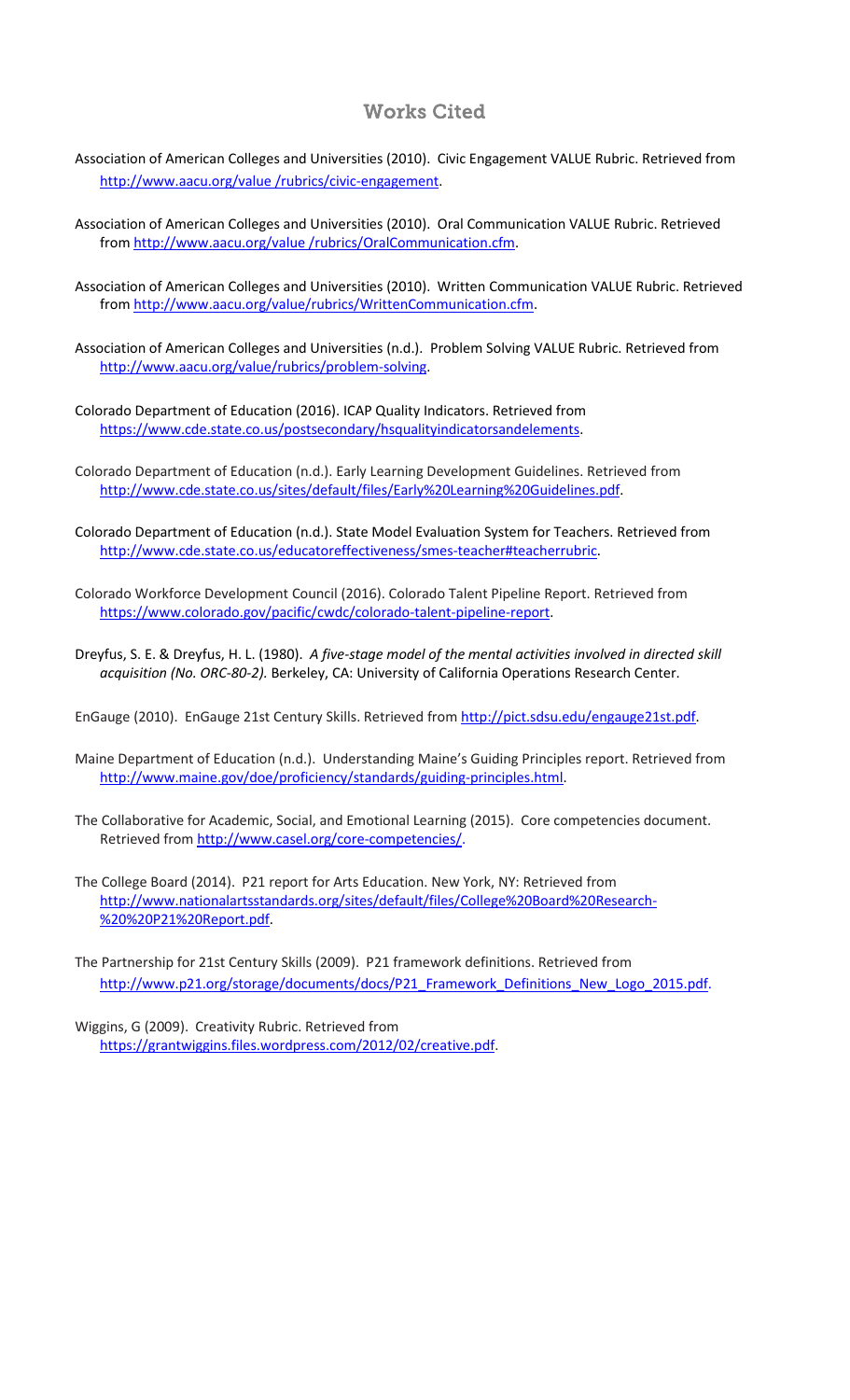## Works Cited

Association of American Colleges and Universities (2010). Civic Engagement VALUE Rubric. Retrieved from http://www.aacu.org/value /rubrics/civic-engagement.

Association of American Colleges and Universities (2010). Oral Communication VALUE Rubric. Retrieved from http://www.aacu.org/value /rubrics/OralCommunication.cfm.

Association of American Colleges and Universities (2010). Written Communication VALUE Rubric. Retrieved from http://www.aacu.org/value/rubrics/WrittenCommunication.cfm.

Association of American Colleges and Universities (n.d.). Problem Solving VALUE Rubric. Retrieved from http://www.aacu.org/value/rubrics/problem-solving.

Colorado Department of Education (2016). ICAP Quality Indicators. Retrieved from https://www.cde.state.co.us/postsecondary/hsqualityindicatorsandelements.

Colorado Department of Education (n.d.). Early Learning Development Guidelines. Retrieved from http://www.cde.state.co.us/sites/default/files/Early%20Learning%20Guidelines.pdf.

Colorado Department of Education (n.d.). State Model Evaluation System for Teachers. Retrieved from http://www.cde.state.co.us/educatoreffectiveness/smes-teacher#teacherrubric.

Colorado Workforce Development Council (2016). Colorado Talent Pipeline Report. Retrieved from https://www.colorado.gov/pacific/cwdc/colorado-talent-pipeline-report.

Dreyfus, S. E. & Dreyfus, H. L. (1980). *A five-stage model of the mental activities involved in directed skill acquisition (No. ORC-80-2).* Berkeley, CA: University of California Operations Research Center.

EnGauge (2010). EnGauge 21st Century Skills. Retrieved from http://pict.sdsu.edu/engauge21st.pdf.

Maine Department of Education (n.d.). Understanding Maine's Guiding Principles report. Retrieved from http://www.maine.gov/doe/proficiency/standards/guiding-principles.html.

The Collaborative for Academic, Social, and Emotional Learning (2015). Core competencies document. Retrieved from http://www.casel.org/core-competencies/.

The College Board (2014). P21 report for Arts Education. New York, NY: Retrieved from http://www.nationalartsstandards.org/sites/default/files/College%20Board%20Research-%20%20P21%20Report.pdf.

The Partnership for 21st Century Skills (2009). P21 framework definitions. Retrieved from http://www.p21.org/storage/documents/docs/P21_Framework_Definitions_New_Logo_2015.pdf.

Wiggins, G (2009). Creativity Rubric. Retrieved from https://grantwiggins.files.wordpress.com/2012/02/creative.pdf.